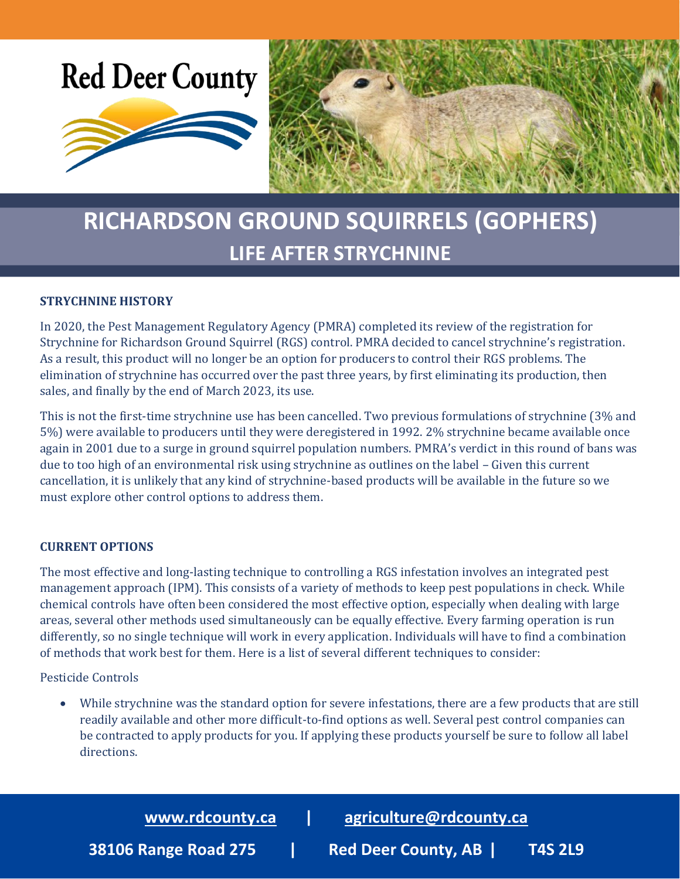Red Deer County

# RICHARDSON GROUND SQUIRRELS (GOPHERS)

## LIFE AFTER STRYCHNINE

### STRYCHNINE HISTORY

In 2020, the Pest Management Regulatory Agency (PMRA) completed its review of the registration for Strychnine for Richardson Ground Squirrel (RGS) control. PMRA decided to cancel strychnine's registration. As a result, this product will no longer be an option for producers to control their RGS problems. The elimination of strychnine has occurred over the past three years, by first eliminating its production, then sales, and finally by the end of March 2023, its use.

This is not the first-time strychnine use has been cancelled. Two previous formulations of strychnine (3% and 5%) were available to producers until they were deregistered in 1992. 2% strychnine became available once again in 2001 due to a surge in ground squirrel population numbers. PMRA's verdict in this round of bans was due to too high of an environmental risk using strychnine as outlines on the label – Given this current cancellation, it is unlikely that any kind of strychnine-based products will be available in the future so we must explore other control options to address them.

### CURRENT OPTIONS

The most effective and long-lasting technique to controlling a RGS infestation involves an integrated pest management approach (IPM). This consists of a variety of methods to keep pest populations in check. While chemical controls have often been considered the most effective option, especially when dealing with large areas, several other methods used simultaneously can be equally effective. Every farming operation is run differently, so no single technique will work in every application. Individuals will have to find a combination of methods that work best for them. Here is a list of several different techniques to consider:

Pesticide Controls

- While strychnine was the standard option for severe infestations, there are a few products that are still readily available and other more difficult-to-find options as well. Several pest control companies can be contracted to apply products for you. If applying these products yourself be sure to follow all label directions.

www.rdcounty.ca | agriculture@rdcounty.ca

38106 Range Road 275 | Red Deer County, AB | T4S 2L9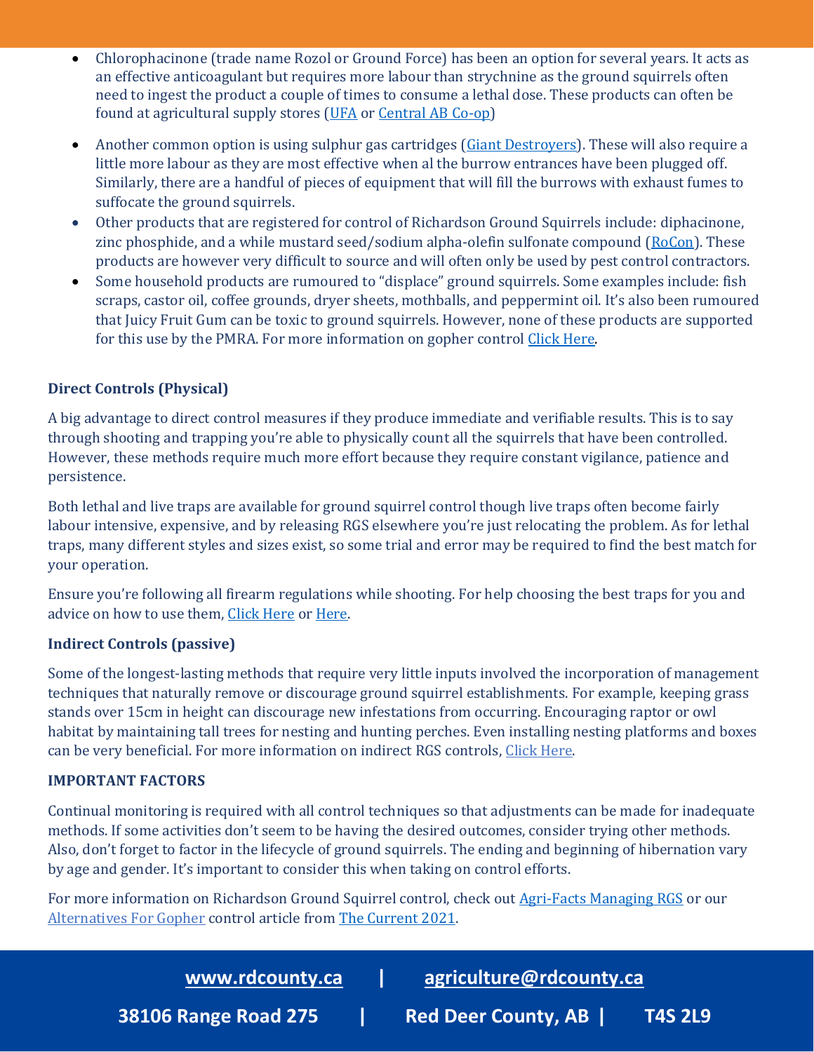- Chlorophacinone (trade name Rozol or Ground Force) has been an option for several years. It acts as an effective anticoagulant but requires more labour than strychnine as the ground squirrels often need to ingest the product a couple of times to consume a lethal dose. These products can often be found at agricultural supply stores (UFA or Central AB Co-op)
- Another common option is using sulphur gas cartridges (Giant Destroyers). These will also require a little more labour as they are most effective when al the burrow entrances have been plugged off. Similarly, there are a handful of pieces of equipment that will fill the burrows with exhaust fumes to suffocate the ground squirrels.
- Other products that are registered for control of Richardson Ground Squirrels include: diphacinone, zinc phosphide, and a while mustard seed/sodium alpha-olefin sulfonate compound (RoCon). These products are however very difficult to source and will often only be used by pest control contractors.
- Some household products are rumoured to "displace" ground squirrels. Some examples include: fish scraps, castor oil, coffee grounds, dryer sheets, mothballs, and peppermint oil. It's also been rumoured that Juicy Fruit Gum can be toxic to ground squirrels. However, none of these products are supported for this use by the PMRA. For more information on gopher control Click Here.

**Direct Controls (Physical)**

A big advantage to direct control measures if they produce immediate and verifiable results. This is to say through shooting and trapping you're able to physically count all the squirrels that have been controlled. However, these methods require much more effort because they require constant vigilance, patience and persistence.

Both lethal and live traps are available for ground squirrel control though live traps often become fairly labour intensive, expensive, and by releasing RGS elsewhere you're just relocating the problem. As for lethal traps, many different styles and sizes exist, so some trial and error may be required to find the best match for your operation.

Ensure you're following all firearm regulations while shooting. For help choosing the best traps for you and advice on how to use them, Click Here or Here.

**Indirect Controls (passive)**

Some of the longest-lasting methods that require very little inputs involved the incorporation of management techniques that naturally remove or discourage ground squirrel establishments. For example, keeping grass stands over 15cm in height can discourage new infestations from occurring. Encouraging raptor or owl habitat by maintaining tall trees for nesting and hunting perches. Even installing nesting platforms and boxes can be very beneficial. For more information on indirect RGS controls, Click Here.

**IMPORTANT FACTORS**

Continual monitoring is required with all control techniques so that adjustments can be made for inadequate methods. If some activities don't seem to be having the desired outcomes, consider trying other methods. Also, don't forget to factor in the lifecycle of ground squirrels. The ending and beginning of hibernation vary by age and gender. It's important to consider this when taking on control efforts.

For more information on Richardson Ground Squirrel control, check out Agri-Facts Managing RGS or our Alternatives For Gopher control article from The Current 2021.

**www.rdcounty.ca | agriculture@rdcounty.ca**

**38106 Range Road 275 | Red Deer County, AB | T4S 2L9**